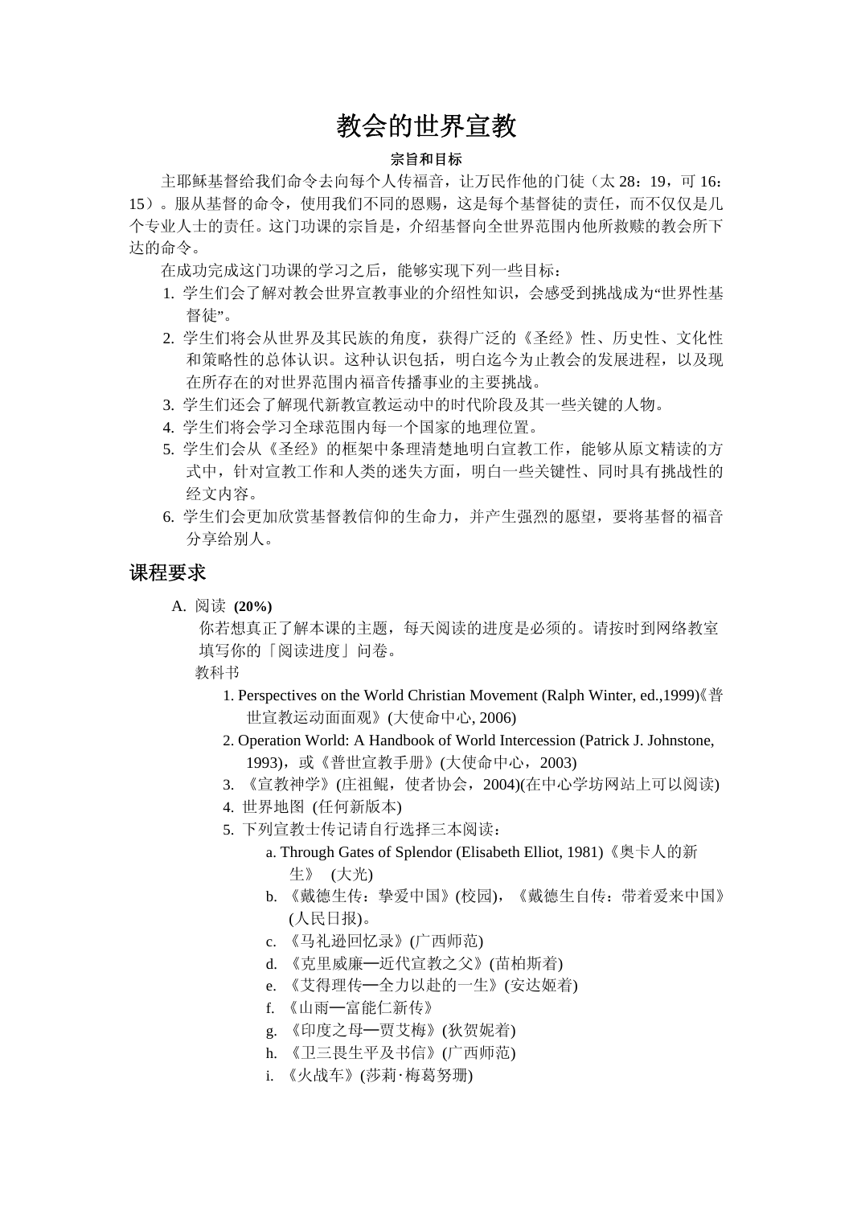# 教会的世界宣教

**宗旨和目标**

主耶稣基督给我们命令去向每个人传福音，让万民作他的门徒（太 28：19，可 16：15）。服从基督的命令，使用我们不同的恩赐，这是每个基督徒的责任，而不仅仅是几个专业人士的责任。这门功课的宗旨是，介绍基督向全世界范围内他所救赎的教会所下达的命令。

在成功完成这门功课的学习之后，能够实现下列一些目标：

1. 学生们会了解对教会世界宣教事业的介绍性知识，会感受到挑战成为"世界性基督徒"。
2. 学生们将会从世界及其民族的角度，获得广泛的《圣经》性、历史性、文化性和策略性的总体认识。这种认识包括，明白迄今为止教会的发展进程，以及现在所存在的对世界范围内福音传播事业的主要挑战。
3. 学生们还会了解现代新教宣教运动中的时代阶段及其一些关键的人物。
4. 学生们将会学习全球范围内每一个国家的地理位置。
5. 学生们会从《圣经》的框架中条理清楚地明白宣教工作，能够从原文精读的方式中，针对宣教工作和人类的迷失方面，明白一些关键性、同时具有挑战性的经文内容。
6. 学生们会更加欣赏基督教信仰的生命力，并产生强烈的愿望，要将基督的福音分享给别人。

## 课程要求

A. 阅读 **(20%)**

你若想真正了解本课的主题，每天阅读的进度是必须的。请按时到网络教室填写你的「阅读进度」问卷。

教科书

1. Perspectives on the World Christian Movement (Ralph Winter, ed.,1999)《普世宣教运动面面观》(大使命中心, 2006)
2. Operation World: A Handbook of World Intercession (Patrick J. Johnstone, 1993)，或《普世宣教手册》(大使命中心，2003)
3. 《宣教神学》(庄祖鲲，使者协会，2004)(在中心学坊网站上可以阅读)
4. 世界地图 (任何新版本)
5. 下列宣教士传记请自行选择三本阅读：
   a. Through Gates of Splendor (Elisabeth Elliot, 1981)《奥卡人的新生》 (大光)
   b. 《戴德生传：挚爱中国》(校园)，《戴德生自传：带着爱来中国》(人民日报)。
   c. 《马礼逊回忆录》(广西师范)
   d. 《克里威廉—近代宣教之父》(苗柏斯着)
   e. 《艾得理传—全力以赴的一生》(安达姬着)
   f. 《山雨—富能仁新传》
   g. 《印度之母—贾艾梅》(狄贺妮着)
   h. 《卫三畏生平及书信》(广西师范)
   i. 《火战车》(莎莉·梅葛努珊)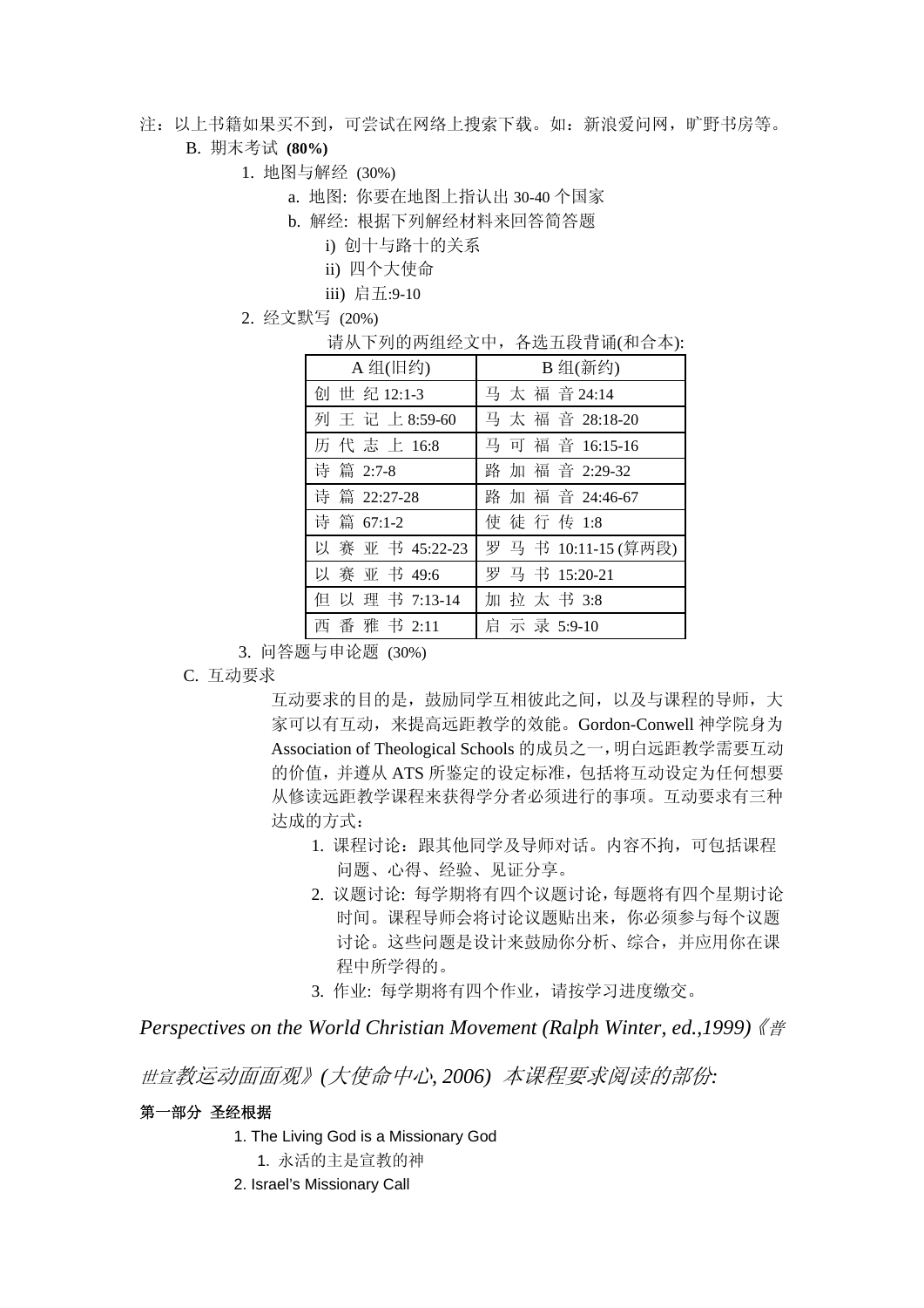注：以上书籍如果买不到，可尝试在网络上搜索下载。如：新浪爱问网，旷野书房等。

B. 期末考试 **(80%)**

1. 地图与解经 (30%)
   a. 地图: 你要在地图上指认出 30-40 个国家
   b. 解经: 根据下列解经材料来回答简答题
      i) 创十与路十的关系
      ii) 四个大使命
      iii) 启五:9-10
2. 经文默写 (20%)

   请从下列的两组经文中，各选五段背诵(和合本):

| A 组(旧约) | B 组(新约) |
|---|---|
| 创 世 纪 12:1-3 | 马 太 福 音 24:14 |
| 列 王 记 上 8:59-60 | 马 太 福 音 28:18-20 |
| 历 代 志 上 16:8 | 马 可 福 音 16:15-16 |
| 诗 篇 2:7-8 | 路 加 福 音 2:29-32 |
| 诗 篇 22:27-28 | 路 加 福 音 24:46-67 |
| 诗 篇 67:1-2 | 使 徒 行 传 1:8 |
| 以 赛 亚 书 45:22-23 | 罗 马 书 10:11-15 (算两段) |
| 以 赛 亚 书 49:6 | 罗 马 书 15:20-21 |
| 但 以 理 书 7:13-14 | 加 拉 太 书 3:8 |
| 西 番 雅 书 2:11 | 启 示 录 5:9-10 |

3. 问答题与申论题 (30%)

C. 互动要求

互动要求的目的是，鼓励同学互相彼此之间，以及与课程的导师，大家可以有互动，来提高远距教学的效能。Gordon-Conwell 神学院身为 Association of Theological Schools 的成员之一，明白远距教学需要互动的价值，并遵从 ATS 所鉴定的设定标准，包括将互动设定为任何想要从修读远距教学课程来获得学分者必须进行的事项。互动要求有三种达成的方式：

1. 课程讨论：跟其他同学及导师对话。内容不拘，可包括课程问题、心得、经验、见证分享。
2. 议题讨论: 每学期将有四个议题讨论，每题将有四个星期讨论时间。课程导师会将讨论议题贴出来，你必须参与每个议题讨论。这些问题是设计来鼓励你分析、综合，并应用你在课程中所学得的。
3. 作业: 每学期将有四个作业，请按学习进度缴交。

*Perspectives on the World Christian Movement (Ralph Winter, ed.,1999)《普世宣教运动面面观》(大使命中心, 2006) 本课程要求阅读的部份:*

**第一部分 圣经根据**

1. The Living God is a Missionary God
   1. 永活的主是宣教的神
2. Israel's Missionary Call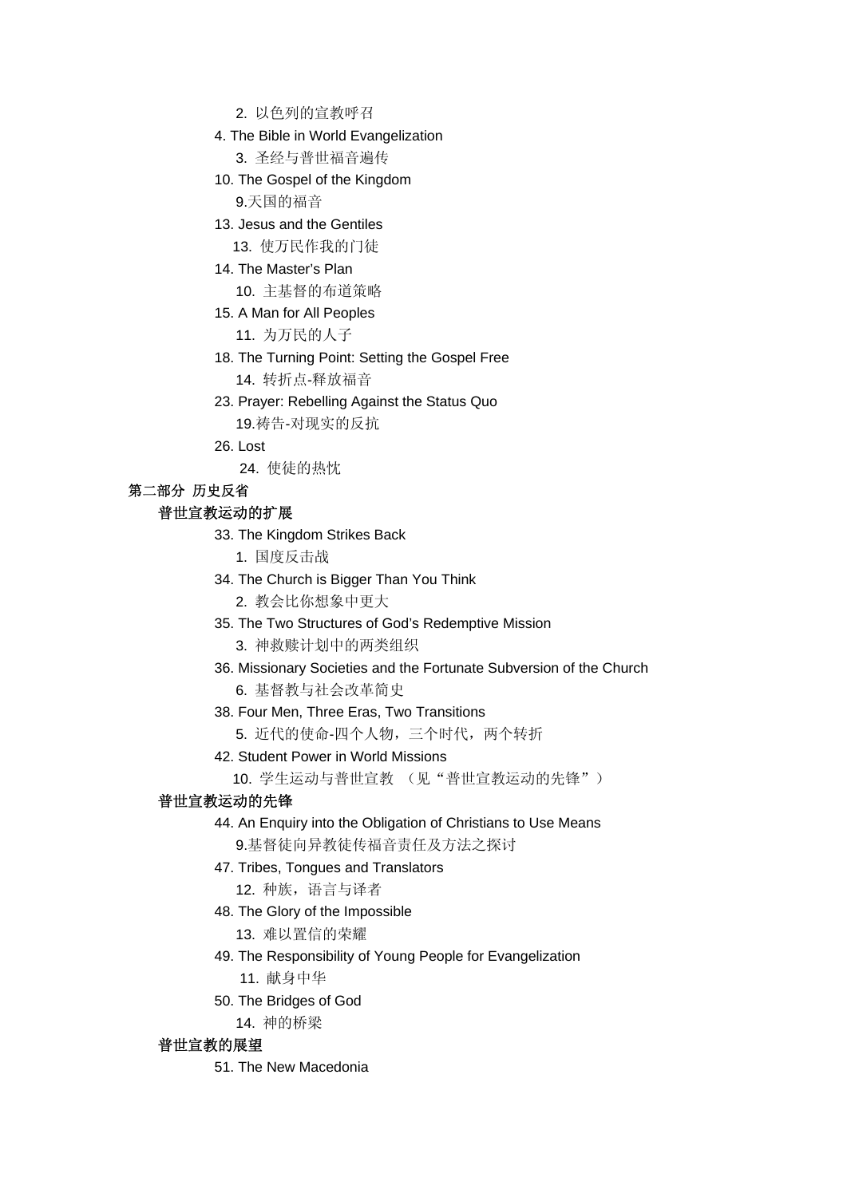2. 以色列的宣教呼召

4. The Bible in World Evangelization

3. 圣经与普世福音遍传

10. The Gospel of the Kingdom

9.天国的福音

13. Jesus and the Gentiles

13. 使万民作我的门徒

14. The Master's Plan

10. 主基督的布道策略

15. A Man for All Peoples

11. 为万民的人子

18. The Turning Point: Setting the Gospel Free

14. 转折点-释放福音

23. Prayer: Rebelling Against the Status Quo

19.祷告-对现实的反抗

26. Lost

24. 使徒的热忱

**第二部分 历史反省**

**普世宣教运动的扩展**

33. The Kingdom Strikes Back

1. 国度反击战

34. The Church is Bigger Than You Think

2. 教会比你想象中更大

35. The Two Structures of God's Redemptive Mission

3. 神救赎计划中的两类组织

36. Missionary Societies and the Fortunate Subversion of the Church

6. 基督教与社会改革简史

38. Four Men, Three Eras, Two Transitions

5. 近代的使命-四个人物，三个时代，两个转折

42. Student Power in World Missions

10. 学生运动与普世宣教 （见"普世宣教运动的先锋"）

**普世宣教运动的先锋**

44. An Enquiry into the Obligation of Christians to Use Means

9.基督徒向异教徒传福音责任及方法之探讨

47. Tribes, Tongues and Translators

12. 种族，语言与译者

48. The Glory of the Impossible

13. 难以置信的荣耀

49. The Responsibility of Young People for Evangelization

11. 献身中华

50. The Bridges of God

14. 神的桥梁

**普世宣教的展望**

51. The New Macedonia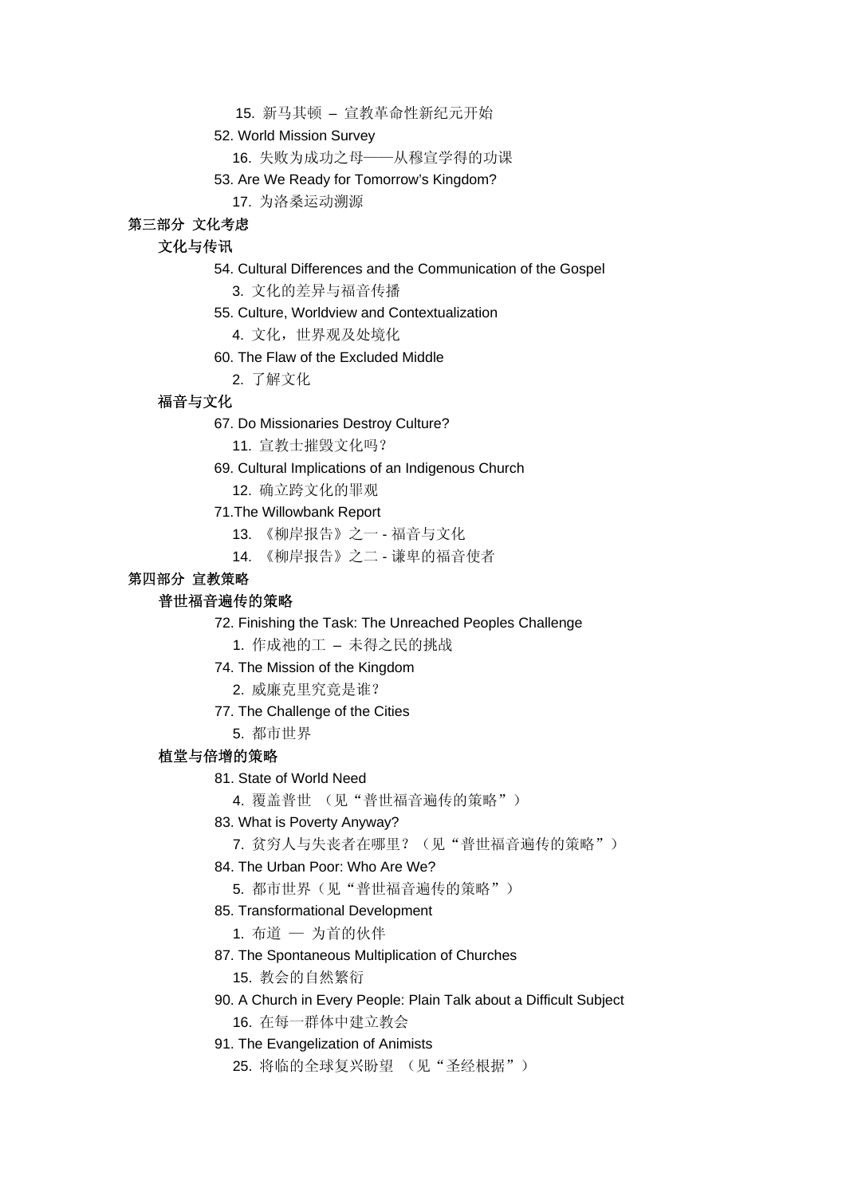15. 新马其顿 – 宣教革命性新纪元开始

52. World Mission Survey

16. 失败为成功之母——从穆宣学得的功课

53. Are We Ready for Tomorrow's Kingdom?

17. 为洛桑运动溯源

## 第三部分 文化考虑

### 文化与传讯

54. Cultural Differences and the Communication of the Gospel

3. 文化的差异与福音传播

55. Culture, Worldview and Contextualization

4. 文化，世界观及处境化

60. The Flaw of the Excluded Middle

2. 了解文化

### 福音与文化

67. Do Missionaries Destroy Culture?

11. 宣教士摧毁文化吗？

69. Cultural Implications of an Indigenous Church

12. 确立跨文化的罪观

71.The Willowbank Report

13. 《柳岸报告》之一 - 福音与文化

14. 《柳岸报告》之二 - 谦卑的福音使者

## 第四部分 宣教策略

### 普世福音遍传的策略

72. Finishing the Task: The Unreached Peoples Challenge

1. 作成祂的工 – 未得之民的挑战

74. The Mission of the Kingdom

2. 威廉克里究竟是谁？

77. The Challenge of the Cities

5. 都市世界

### 植堂与倍增的策略

81. State of World Need

4. 覆盖普世 （见“普世福音遍传的策略”）

83. What is Poverty Anyway?

7. 贫穷人与失丧者在哪里？（见“普世福音遍传的策略”）

84. The Urban Poor: Who Are We?

5. 都市世界（见“普世福音遍传的策略”）

85. Transformational Development

1. 布道 — 为首的伙伴

87. The Spontaneous Multiplication of Churches

15. 教会的自然繁衍

90. A Church in Every People: Plain Talk about a Difficult Subject

16. 在每一群体中建立教会

91. The Evangelization of Animists

25. 将临的全球复兴盼望 （见“圣经根据”）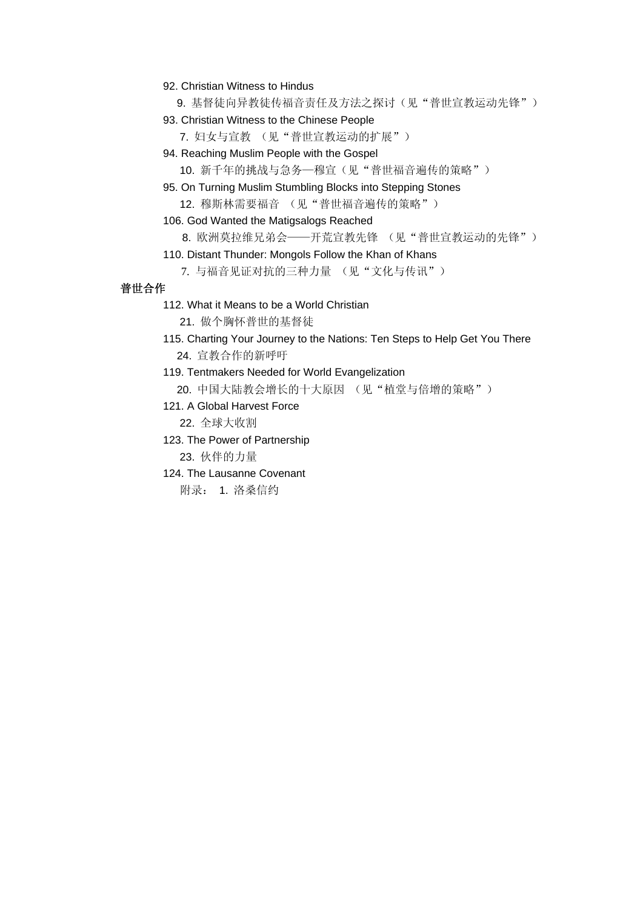92. Christian Witness to Hindus

9. 基督徒向异教徒传福音责任及方法之探讨（见“普世宣教运动先锋”）

93. Christian Witness to the Chinese People

7. 妇女与宣教 （见“普世宣教运动的扩展”）

94. Reaching Muslim People with the Gospel

10. 新千年的挑战与急务—穆宣（见“普世福音遍传的策略”）

95. On Turning Muslim Stumbling Blocks into Stepping Stones

12. 穆斯林需要福音 （见“普世福音遍传的策略”）

106. God Wanted the Matigsalogs Reached

8. 欧洲莫拉维兄弟会——开荒宣教先锋 （见“普世宣教运动的先锋”）

110. Distant Thunder: Mongols Follow the Khan of Khans

7. 与福音见证对抗的三种力量 （见“文化与传讯”）

**普世合作**

112. What it Means to be a World Christian

21. 做个胸怀普世的基督徒

115. Charting Your Journey to the Nations: Ten Steps to Help Get You There

24. 宣教合作的新呼吁

119. Tentmakers Needed for World Evangelization

20. 中国大陆教会增长的十大原因 （见“植堂与倍增的策略”）

121. A Global Harvest Force

22. 全球大收割

123. The Power of Partnership

23. 伙伴的力量

124. The Lausanne Covenant

附录： 1. 洛桑信约